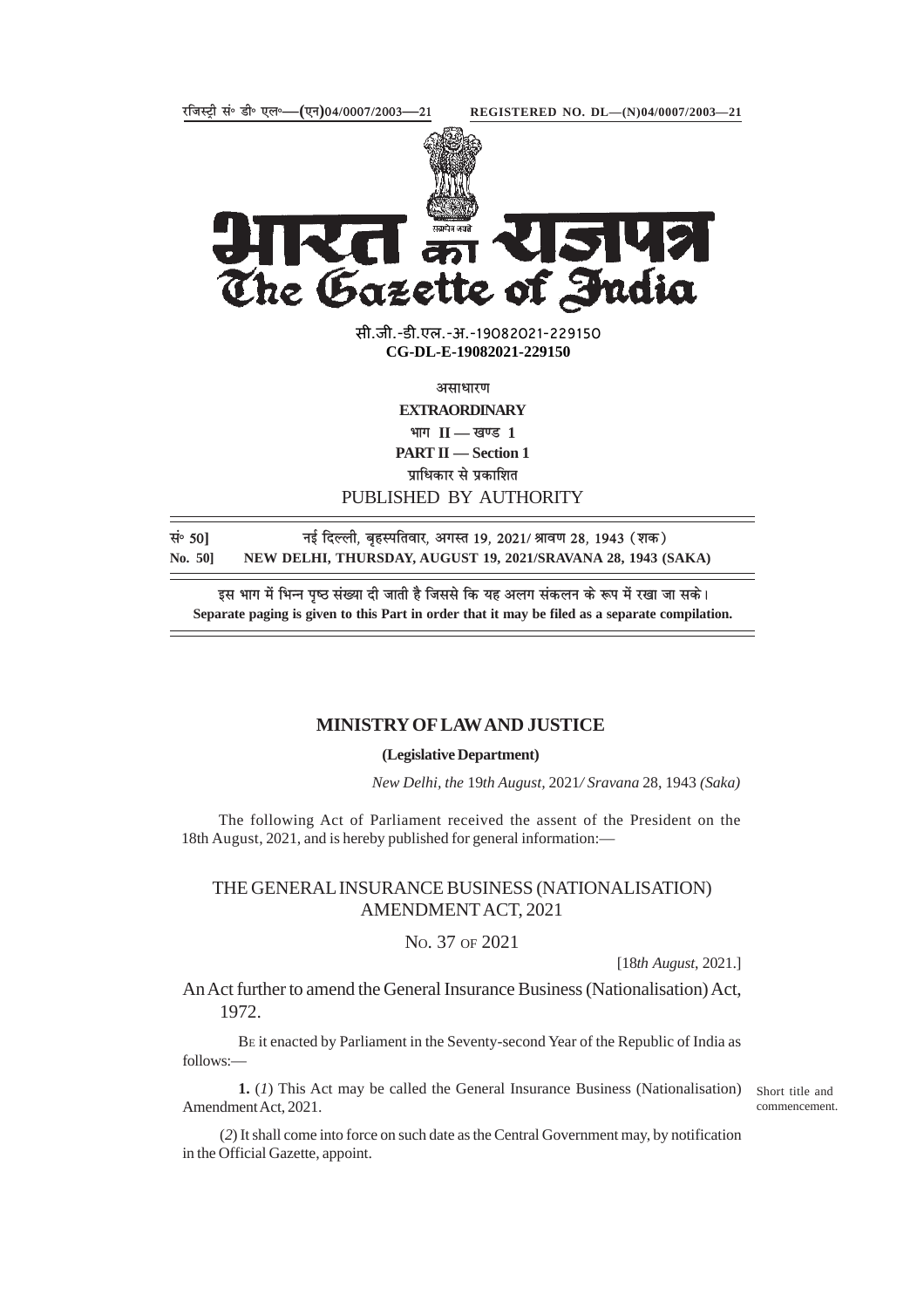रजिस्ट्री सं॰ डी॰ एल॰—(एन)04/0007/2003—21 REGISTERED NO. DL—(N)04/0007/2003—21

# भारत का राजपत्र
# The Gazette of India

सी.जी.-डी.एल.-अ.-19082021-229150
**CG-DL-E-19082021-229150**

असाधारण
**EXTRAORDINARY**
भाग II — खण्ड 1
**PART II — Section 1**
प्राधिकार से प्रकाशित
PUBLISHED BY AUTHORITY

सं॰ 50] नई दिल्ली, बृहस्पतिवार, अगस्त 19, 2021/ श्रावण 28, 1943 (शक)
**No. 50] NEW DELHI, THURSDAY, AUGUST 19, 2021/SRAVANA 28, 1943 (SAKA)**

इस भाग में भिन्न पृष्ठ संख्या दी जाती है जिससे कि यह अलग संकलन के रूप में रखा जा सके।
**Separate paging is given to this Part in order that it may be filed as a separate compilation.**

## MINISTRY OF LAW AND JUSTICE

**(Legislative Department)**

*New Delhi, the* 19*th August,* 2021*/ Sravana* 28, 1943 *(Saka)*

The following Act of Parliament received the assent of the President on the 18th August, 2021, and is hereby published for general information:—

## THE GENERAL INSURANCE BUSINESS (NATIONALISATION) AMENDMENT ACT, 2021

No. 37 of 2021

[18*th August*, 2021.]

An Act further to amend the General Insurance Business (Nationalisation) Act, 1972.

Be it enacted by Parliament in the Seventy-second Year of the Republic of India as follows:—

Short title and commencement.

**1.** (*1*) This Act may be called the General Insurance Business (Nationalisation) Amendment Act, 2021.

(*2*) It shall come into force on such date as the Central Government may, by notification in the Official Gazette, appoint.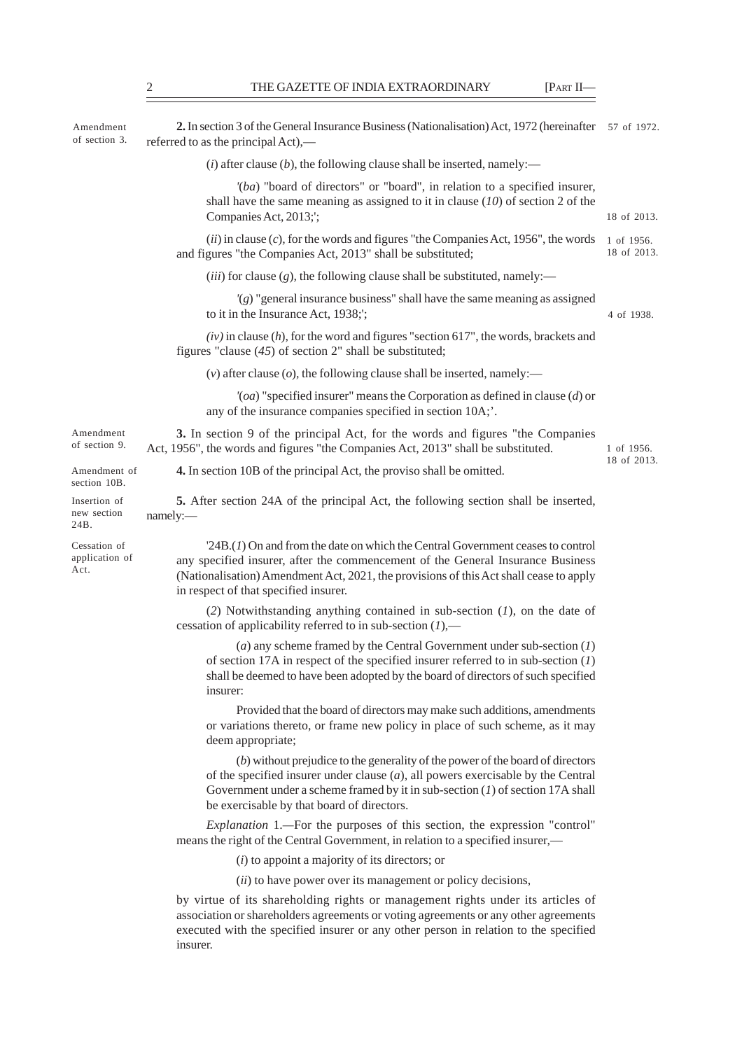Amendment of section 3.

**2.** In section 3 of the General Insurance Business (Nationalisation) Act, 1972 (hereinafter referred to as the principal Act),— 57 of 1972.

(*i*) after clause (*b*), the following clause shall be inserted, namely:—

'(*ba*) "board of directors" or "board", in relation to a specified insurer, shall have the same meaning as assigned to it in clause (*10*) of section 2 of the Companies Act, 2013;'; 18 of 2013.

(*ii*) in clause (*c*), for the words and figures "the Companies Act, 1956", the words and figures "the Companies Act, 2013" shall be substituted; 1 of 1956. 18 of 2013.

(*iii*) for clause (*g*), the following clause shall be substituted, namely:—

'(*g*) "general insurance business" shall have the same meaning as assigned to it in the Insurance Act, 1938;'; 4 of 1938.

*(iv)* in clause (*h*), for the word and figures "section 617", the words, brackets and figures "clause (*45*) of section 2" shall be substituted;

(*v*) after clause (*o*), the following clause shall be inserted, namely:—

'(*oa*) "specified insurer" means the Corporation as defined in clause (*d*) or any of the insurance companies specified in section 10A;'.

Amendment of section 9.

**3.** In section 9 of the principal Act, for the words and figures "the Companies Act, 1956", the words and figures "the Companies Act, 2013" shall be substituted. 1 of 1956. 18 of 2013.

Amendment of section 10B.

**4.** In section 10B of the principal Act, the proviso shall be omitted.

Insertion of new section 24B.

**5.** After section 24A of the principal Act, the following section shall be inserted, namely:—

Cessation of application of Act.

'24B.(*1*) On and from the date on which the Central Government ceases to control any specified insurer, after the commencement of the General Insurance Business (Nationalisation) Amendment Act, 2021, the provisions of this Act shall cease to apply in respect of that specified insurer.

(*2*) Notwithstanding anything contained in sub-section (*1*), on the date of cessation of applicability referred to in sub-section (*1*),—

(*a*) any scheme framed by the Central Government under sub-section (*1*) of section 17A in respect of the specified insurer referred to in sub-section (*1*) shall be deemed to have been adopted by the board of directors of such specified insurer:

Provided that the board of directors may make such additions, amendments or variations thereto, or frame new policy in place of such scheme, as it may deem appropriate;

(*b*) without prejudice to the generality of the power of the board of directors of the specified insurer under clause (*a*), all powers exercisable by the Central Government under a scheme framed by it in sub-section (*1*) of section 17A shall be exercisable by that board of directors.

*Explanation* 1.—For the purposes of this section, the expression "control" means the right of the Central Government, in relation to a specified insurer,—

(*i*) to appoint a majority of its directors; or

(*ii*) to have power over its management or policy decisions,

by virtue of its shareholding rights or management rights under its articles of association or shareholders agreements or voting agreements or any other agreements executed with the specified insurer or any other person in relation to the specified insurer.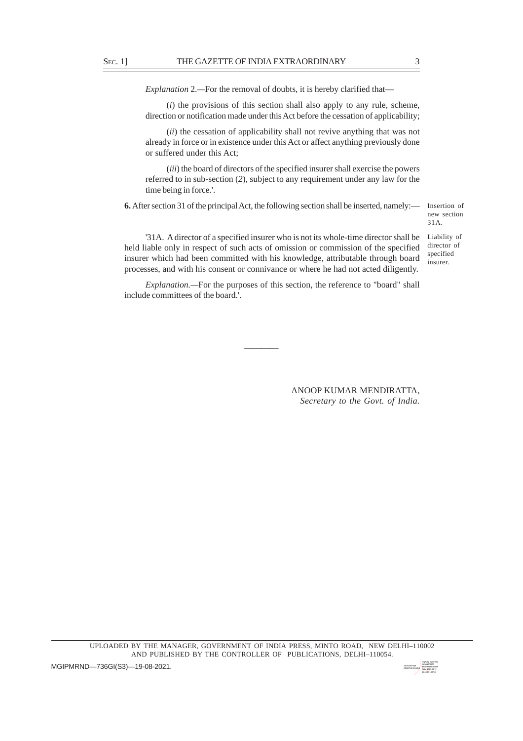*Explanation* 2.—For the removal of doubts, it is hereby clarified that—

(*i*) the provisions of this section shall also apply to any rule, scheme, direction or notification made under this Act before the cessation of applicability;

(*ii*) the cessation of applicability shall not revive anything that was not already in force or in existence under this Act or affect anything previously done or suffered under this Act;

(*iii*) the board of directors of the specified insurer shall exercise the powers referred to in sub-section (*2*), subject to any requirement under any law for the time being in force.'.

**6.** After section 31 of the principal Act, the following section shall be inserted, namely:—

Insertion of new section 31A.

'31A. A director of a specified insurer who is not its whole-time director shall be held liable only in respect of such acts of omission or commission of the specified insurer which had been committed with his knowledge, attributable through board processes, and with his consent or connivance or where he had not acted diligently.

Liability of director of specified insurer.

*Explanation.*—For the purposes of this section, the reference to "board" shall include committees of the board.'.

————

ANOOP KUMAR MENDIRATTA,
*Secretary to the Govt. of India.*

UPLOADED BY THE MANAGER, GOVERNMENT OF INDIA PRESS, MINTO ROAD, NEW DELHI–110002
AND PUBLISHED BY THE CONTROLLER OF PUBLICATIONS, DELHI–110054.

MGIPMRND—736GI(S3)—19-08-2021.